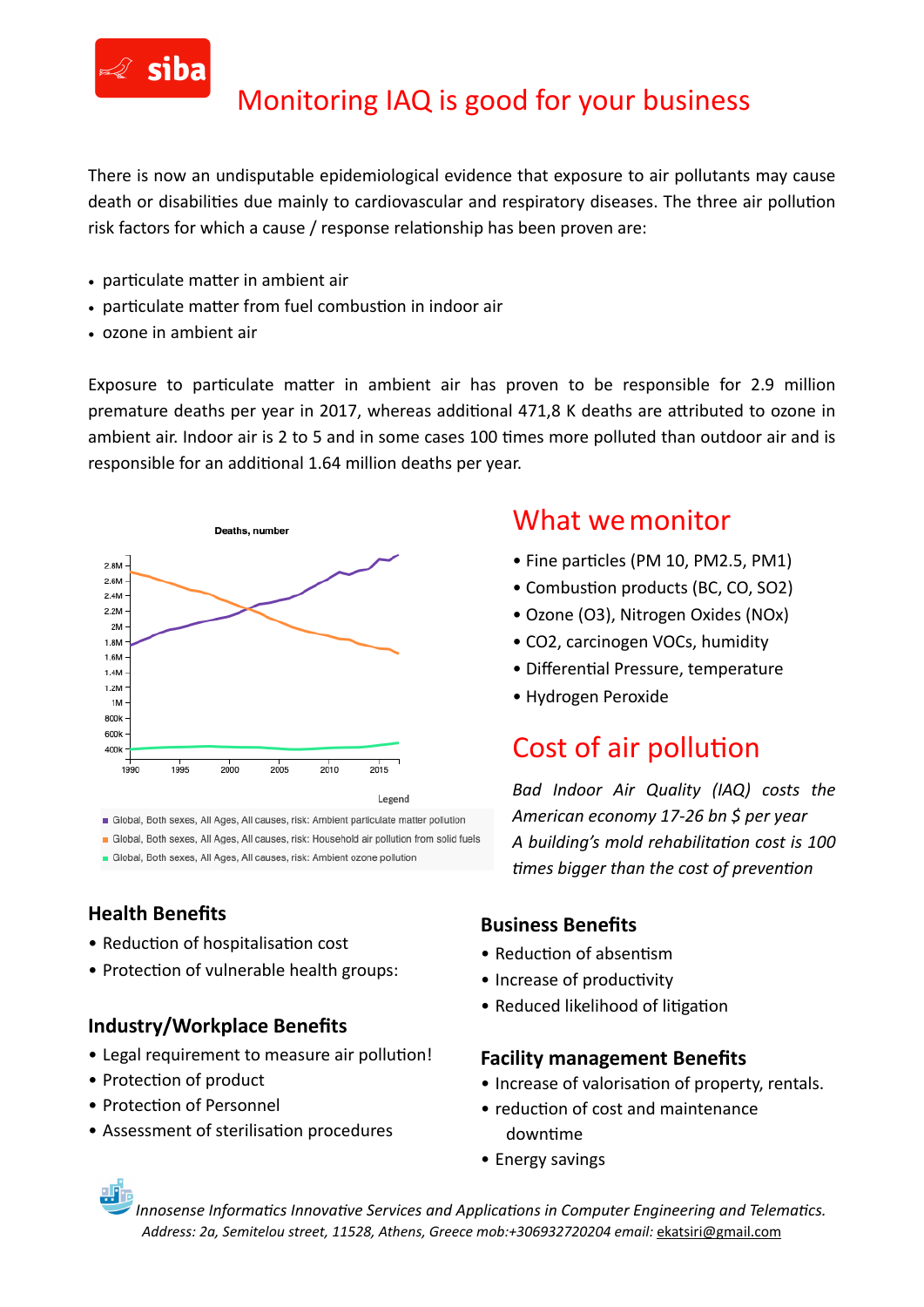siba

# Monitoring IAQ is good for your business

There is now an undisputable epidemiological evidence that exposure to air pollutants may cause death or disabilities due mainly to cardiovascular and respiratory diseases. The three air pollution risk factors for which a cause / response relationship has been proven are:

- particulate matter in ambient air
- particulate matter from fuel combustion in indoor air
- ozone in ambient air

Exposure to particulate matter in ambient air has proven to be responsible for 2.9 million premature deaths per year in 2017, whereas additional 471,8 K deaths are attributed to ozone in ambient air. Indoor air is 2 to 5 and in some cases 100 times more polluted than outdoor air and is responsible for an additional 1.64 million deaths per year.

Deaths, number

Legend

- Global, Both sexes, All Ages, All causes, risk: Ambient particulate matter pollution
- Global, Both sexes, All Ages, All causes, risk: Household air pollution from solid fuels
- Global, Both sexes, All Ages, All causes, risk: Ambient ozone pollution

## What we monitor

- Fine particles (PM 10, PM2.5, PM1)
- Combustion products (BC, CO, $SO_2$)
- Ozone ($O_3$), Nitrogen Oxides ($NO_x$)
- $CO_2$, carcinogen VOCs, humidity
- Differential Pressure, temperature
- Hydrogen Peroxide

## Cost of air pollution

*Bad Indoor Air Quality (IAQ) costs the American economy 17-26 bn $ per year*
*A building's mold rehabilitation cost is 100 times bigger than the cost of prevention*

### Health Benefits

- Reduction of hospitalisation cost
- Protection of vulnerable health groups:

### Industry/Workplace Benefits

- Legal requirement to measure air pollution!
- Protection of product
- Protection of Personnel
- Assessment of sterilisation procedures

### Business Benefits

- Reduction of absentism
- Increase of productivity
- Reduced likelihood of litigation

### Facility management Benefits

- Increase of valorisation of property, rentals.
- reduction of cost and maintenance downtime
- Energy savings

*Innosense Informatics Innovative Services and Applications in Computer Engineering and Telematics.*
*Address: 2a, Semitelou street, 11528, Athens, Greece mob:+306932720204 email:* ekatsiri@gmail.com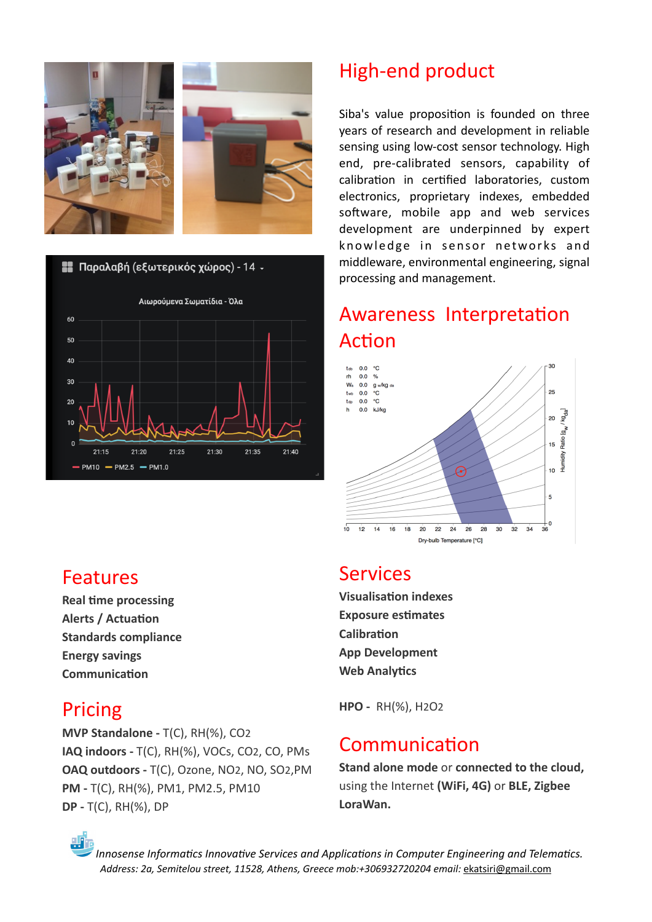Παραλαβή (εξωτερικός χώρος) - 14

Αιωρούμενα Σωματίδια - Όλα

60
50
40
30
20
10
0

21:15 21:20 21:25 21:30 21:35 21:40

PM10 PM2.5 PM1.0

## High-end product

Siba's value proposition is founded on three years of research and development in reliable sensing using low-cost sensor technology. High end, pre-calibrated sensors, capability of calibration in certified laboratories, custom electronics, proprietary indexes, embedded software, mobile app and web services development are underpinned by expert knowledge in sensor networks and middleware, environmental engineering, signal processing and management.

## Awareness Interpretation Action

$t_{db}$ 0.0 °C
rh 0.0 %
$W_s$ 0.0 g w/kg da
$t_{wb}$ 0.0 °C
$t_{dp}$ 0.0 °C
h 0.0 kJ/kg

30
25
20
15
10
5
0

Humidity Ratio [$g_w$ / $kg_{da}$]

10 12 14 16 18 20 22 24 26 28 30 32 34 36

Dry-bulb Temperature [°C]

## Features

**Real time processing**
**Alerts / Actuation**
**Standards compliance**
**Energy savings**
**Communication**

## Services

**Visualisation indexes**
**Exposure estimates**
**Calibration**
**App Development**
**Web Analytics**

## Pricing

**MVP Standalone -** T(C), RH(%), $CO_2$
**IAQ indoors -** T(C), RH(%), VOCs, $CO_2$, CO, PMs
**OAQ outdoors -** T(C), Ozone, $NO_2$, NO, $SO_2$,PM
**PM -** T(C), RH(%), PM1, PM2.5, PM10
**DP -** T(C), RH(%), DP

**HPO -** RH(%), $H_2O_2$

## Communication

**Stand alone mode** or **connected to the cloud,** using the Internet **(WiFi, 4G)** or **BLE, Zigbee LoraWan.**

*Innosense Informatics Innovative Services and Applications in Computer Engineering and Telematics.*
*Address: 2a, Semitelou street, 11528, Athens, Greece mob:+306932720204 email:* ekatsiri@gmail.com